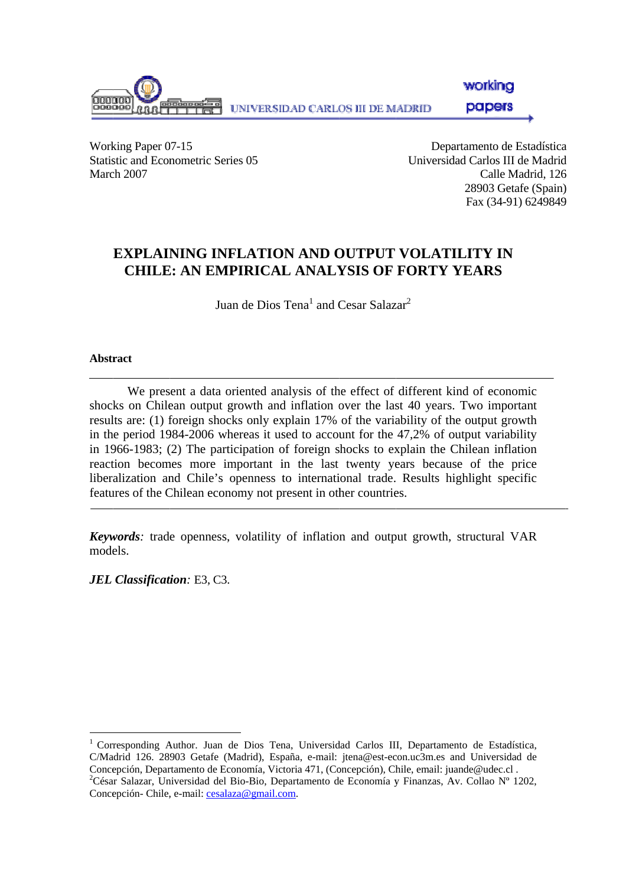UNIVERSIDAD CARLOS III DE MADRID

working papers

Working Paper 07-15
Statistic and Econometric Series 05
March 2007

Departamento de Estadística
Universidad Carlos III de Madrid
Calle Madrid, 126
28903 Getafe (Spain)
Fax (34-91) 6249849

# EXPLAINING INFLATION AND OUTPUT VOLATILITY IN CHILE: AN EMPIRICAL ANALYSIS OF FORTY YEARS

Juan de Dios Tena[1] and Cesar Salazar[2]

**Abstract**

We present a data oriented analysis of the effect of different kind of economic shocks on Chilean output growth and inflation over the last 40 years. Two important results are: (1) foreign shocks only explain 17% of the variability of the output growth in the period 1984-2006 whereas it used to account for the 47,2% of output variability in 1966-1983; (2) The participation of foreign shocks to explain the Chilean inflation reaction becomes more important in the last twenty years because of the price liberalization and Chile's openness to international trade. Results highlight specific features of the Chilean economy not present in other countries.

***Keywords**:* trade openness, volatility of inflation and output growth, structural VAR models.

***JEL Classification**:* E3, C3.

[1] Corresponding Author. Juan de Dios Tena, Universidad Carlos III, Departamento de Estadística, C/Madrid 126. 28903 Getafe (Madrid), España, e-mail: jtena@est-econ.uc3m.es and Universidad de Concepción, Departamento de Economía, Victoria 471, (Concepción), Chile, email: juande@udec.cl .

[2] César Salazar, Universidad del Bio-Bio, Departamento de Economía y Finanzas, Av. Collao Nº 1202, Concepción- Chile, e-mail: cesalaza@gmail.com.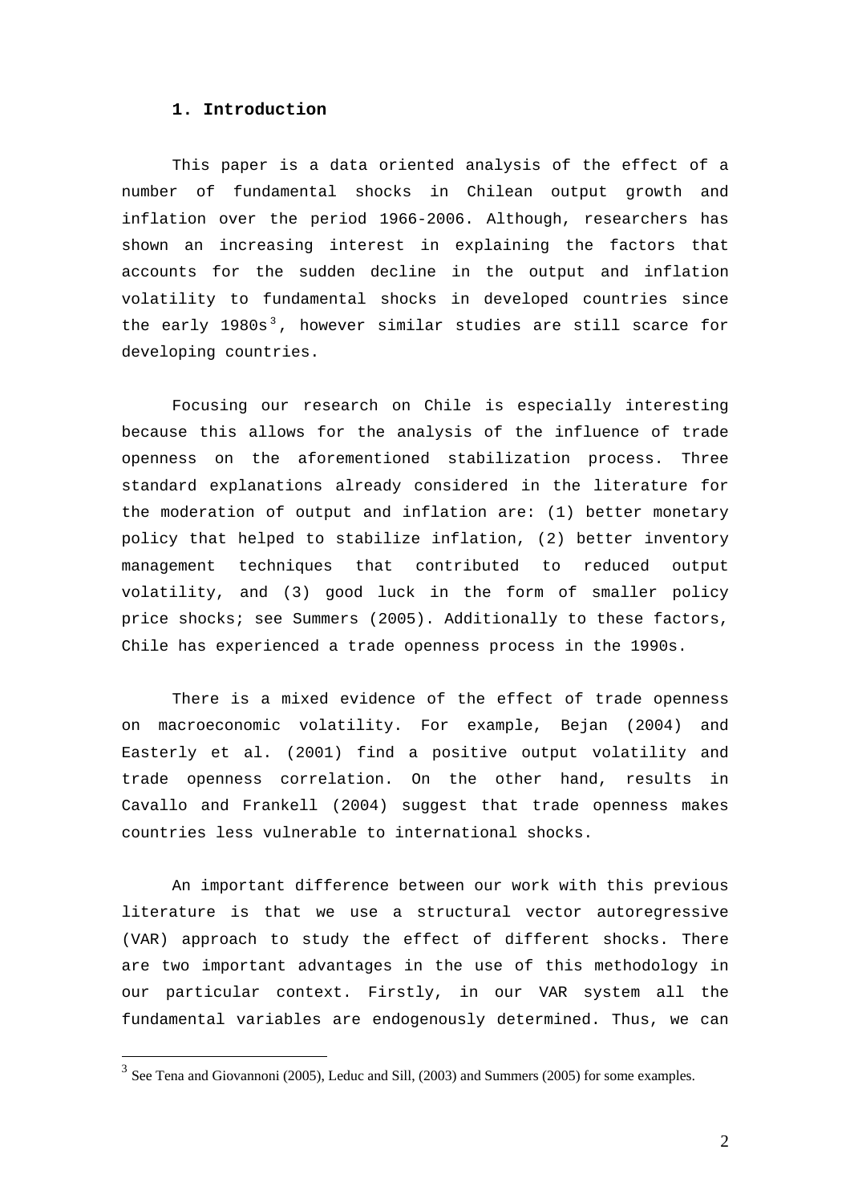## 1. Introduction

This paper is a data oriented analysis of the effect of a number of fundamental shocks in Chilean output growth and inflation over the period 1966-2006. Although, researchers has shown an increasing interest in explaining the factors that accounts for the sudden decline in the output and inflation volatility to fundamental shocks in developed countries since the early 1980s[3], however similar studies are still scarce for developing countries.

Focusing our research on Chile is especially interesting because this allows for the analysis of the influence of trade openness on the aforementioned stabilization process. Three standard explanations already considered in the literature for the moderation of output and inflation are: (1) better monetary policy that helped to stabilize inflation, (2) better inventory management techniques that contributed to reduced output volatility, and (3) good luck in the form of smaller policy price shocks; see Summers (2005). Additionally to these factors, Chile has experienced a trade openness process in the 1990s.

There is a mixed evidence of the effect of trade openness on macroeconomic volatility. For example, Bejan (2004) and Easterly et al. (2001) find a positive output volatility and trade openness correlation. On the other hand, results in Cavallo and Frankell (2004) suggest that trade openness makes countries less vulnerable to international shocks.

An important difference between our work with this previous literature is that we use a structural vector autoregressive (VAR) approach to study the effect of different shocks. There are two important advantages in the use of this methodology in our particular context. Firstly, in our VAR system all the fundamental variables are endogenously determined. Thus, we can

---

[3] See Tena and Giovannoni (2005), Leduc and Sill, (2003) and Summers (2005) for some examples.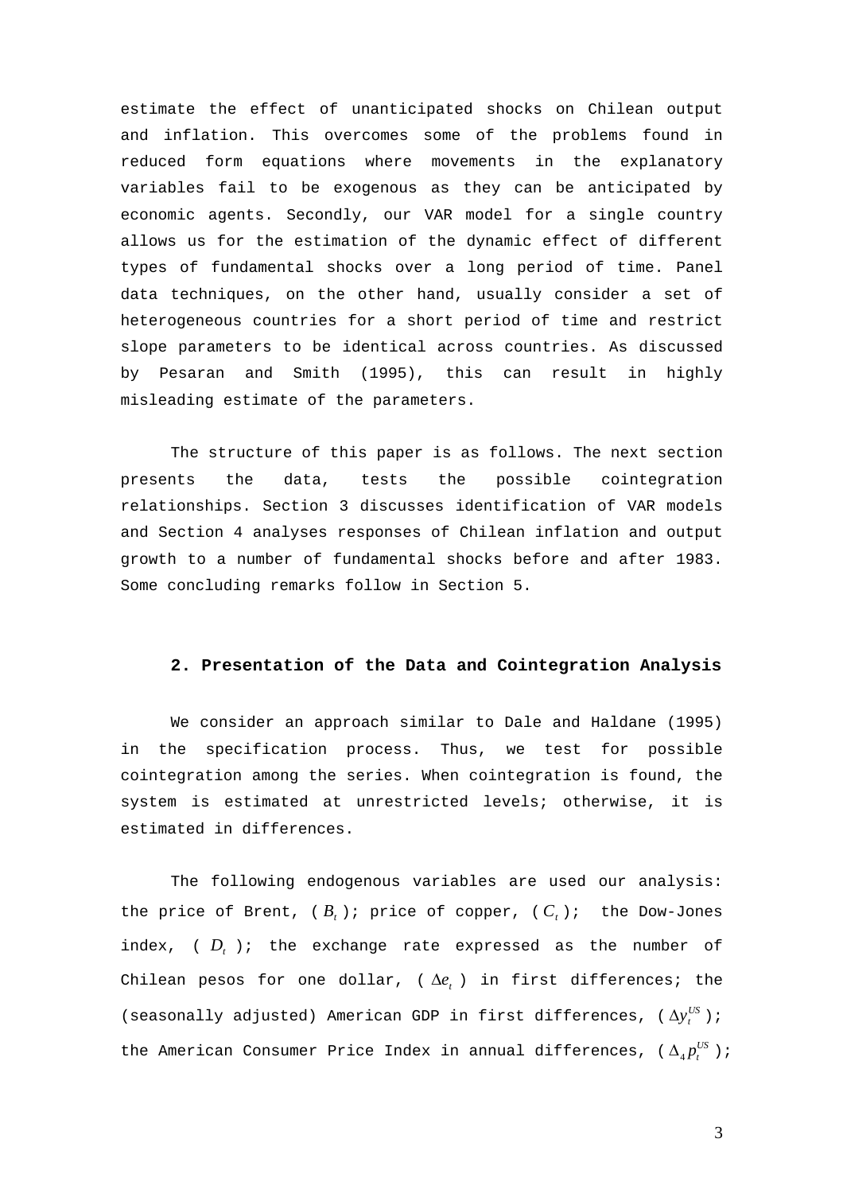estimate the effect of unanticipated shocks on Chilean output and inflation. This overcomes some of the problems found in reduced form equations where movements in the explanatory variables fail to be exogenous as they can be anticipated by economic agents. Secondly, our VAR model for a single country allows us for the estimation of the dynamic effect of different types of fundamental shocks over a long period of time. Panel data techniques, on the other hand, usually consider a set of heterogeneous countries for a short period of time and restrict slope parameters to be identical across countries. As discussed by Pesaran and Smith (1995), this can result in highly misleading estimate of the parameters.

The structure of this paper is as follows. The next section presents the data, tests the possible cointegration relationships. Section 3 discusses identification of VAR models and Section 4 analyses responses of Chilean inflation and output growth to a number of fundamental shocks before and after 1983. Some concluding remarks follow in Section 5.

## 2. Presentation of the Data and Cointegration Analysis

We consider an approach similar to Dale and Haldane (1995) in the specification process. Thus, we test for possible cointegration among the series. When cointegration is found, the system is estimated at unrestricted levels; otherwise, it is estimated in differences.

The following endogenous variables are used our analysis: the price of Brent, ( $B_t$ ); price of copper, ( $C_t$ ); the Dow-Jones index, ( $D_t$ ); the exchange rate expressed as the number of Chilean pesos for one dollar, ( $\Delta e_t$ ) in first differences; the (seasonally adjusted) American GDP in first differences, ( $\Delta y_t^{US}$ ); the American Consumer Price Index in annual differences, ( $\Delta_4 p_t^{US}$ );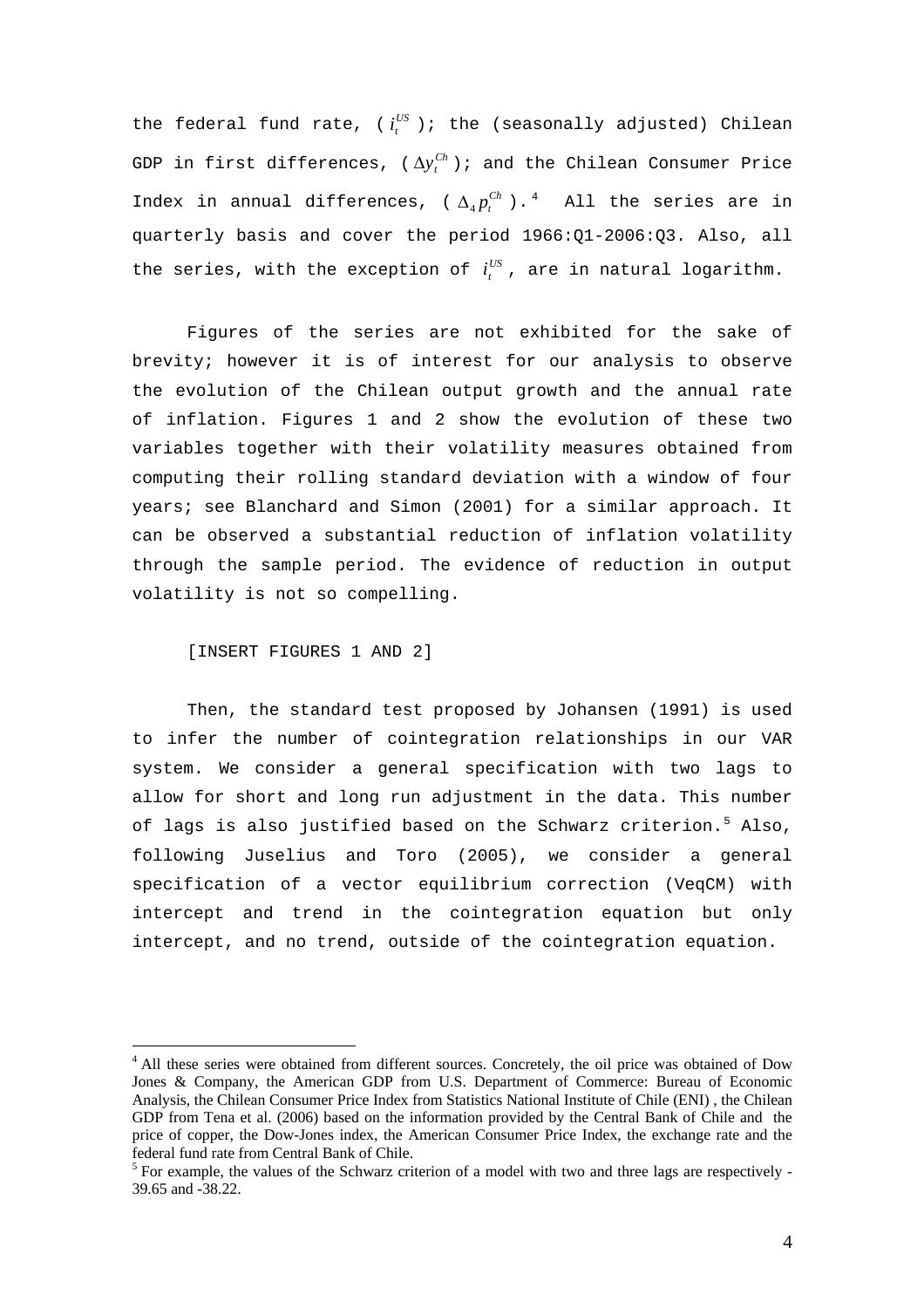the federal fund rate, ( $i_t^{US}$ ); the (seasonally adjusted) Chilean GDP in first differences, ( $\Delta y_t^{Ch}$ ); and the Chilean Consumer Price Index in annual differences, ( $\Delta_4 p_t^{Ch}$ ).[4] All the series are in quarterly basis and cover the period 1966:Q1-2006:Q3. Also, all the series, with the exception of $i_t^{US}$, are in natural logarithm.

Figures of the series are not exhibited for the sake of brevity; however it is of interest for our analysis to observe the evolution of the Chilean output growth and the annual rate of inflation. Figures 1 and 2 show the evolution of these two variables together with their volatility measures obtained from computing their rolling standard deviation with a window of four years; see Blanchard and Simon (2001) for a similar approach. It can be observed a substantial reduction of inflation volatility through the sample period. The evidence of reduction in output volatility is not so compelling.

[INSERT FIGURES 1 AND 2]

Then, the standard test proposed by Johansen (1991) is used to infer the number of cointegration relationships in our VAR system. We consider a general specification with two lags to allow for short and long run adjustment in the data. This number of lags is also justified based on the Schwarz criterion.[5] Also, following Juselius and Toro (2005), we consider a general specification of a vector equilibrium correction (VeqCM) with intercept and trend in the cointegration equation but only intercept, and no trend, outside of the cointegration equation.

[4] All these series were obtained from different sources. Concretely, the oil price was obtained of Dow Jones & Company, the American GDP from U.S. Department of Commerce: Bureau of Economic Analysis, the Chilean Consumer Price Index from Statistics National Institute of Chile (ENI) , the Chilean GDP from Tena et al. (2006) based on the information provided by the Central Bank of Chile and the price of copper, the Dow-Jones index, the American Consumer Price Index, the exchange rate and the federal fund rate from Central Bank of Chile.

[5] For example, the values of the Schwarz criterion of a model with two and three lags are respectively -39.65 and -38.22.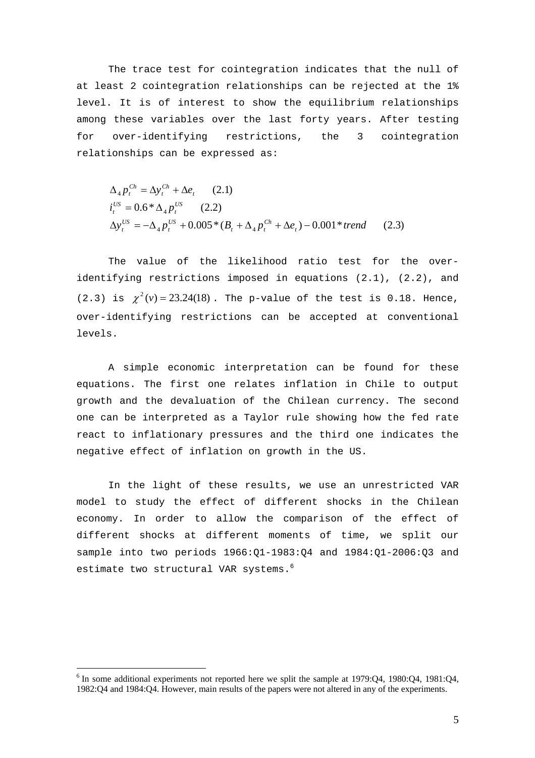The trace test for cointegration indicates that the null of at least 2 cointegration relationships can be rejected at the 1% level. It is of interest to show the equilibrium relationships among these variables over the last forty years. After testing for over-identifying restrictions, the 3 cointegration relationships can be expressed as:

$$\Delta_4 p_t^{Ch} = \Delta y_t^{Ch} + \Delta e_t \qquad (2.1)$$

$$i_t^{US} = 0.6 * \Delta_4 p_t^{US} \qquad (2.2)$$

$$\Delta y_t^{US} = -\Delta_4 p_t^{US} + 0.005 * (B_t + \Delta_4 p_t^{Ch} + \Delta e_t) - 0.001 * trend \qquad (2.3)$$

The value of the likelihood ratio test for the over-identifying restrictions imposed in equations (2.1), (2.2), and (2.3) is $\chi^2(v) = 23.24(18)$. The p-value of the test is 0.18. Hence, over-identifying restrictions can be accepted at conventional levels.

A simple economic interpretation can be found for these equations. The first one relates inflation in Chile to output growth and the devaluation of the Chilean currency. The second one can be interpreted as a Taylor rule showing how the fed rate react to inflationary pressures and the third one indicates the negative effect of inflation on growth in the US.

In the light of these results, we use an unrestricted VAR model to study the effect of different shocks in the Chilean economy. In order to allow the comparison of the effect of different shocks at different moments of time, we split our sample into two periods 1966:Q1-1983:Q4 and 1984:Q1-2006:Q3 and estimate two structural VAR systems.[6]

[6] In some additional experiments not reported here we split the sample at 1979:Q4, 1980:Q4, 1981:Q4, 1982:Q4 and 1984:Q4. However, main results of the papers were not altered in any of the experiments.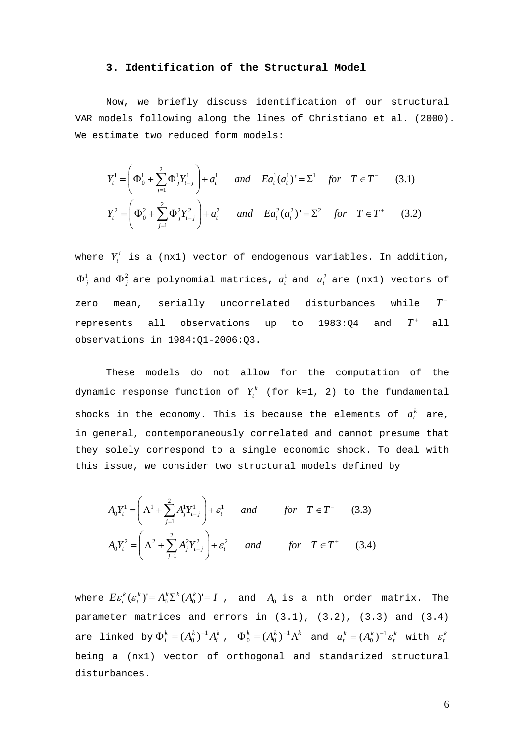### 3. Identification of the Structural Model

Now, we briefly discuss identification of our structural VAR models following along the lines of Christiano et al. (2000). We estimate two reduced form models:

$$Y_t^1 = \left( \Phi_0^1 + \sum_{j=1}^{2} \Phi_j^1 Y_{t-j}^1 \right) + a_t^1 \quad and \quad Ea_t^1 (a_t^1)' = \Sigma^1 \quad for \quad T \in T^- \qquad (3.1)$$

$$Y_t^2 = \left( \Phi_0^2 + \sum_{j=1}^{2} \Phi_j^2 Y_{t-j}^2 \right) + a_t^2 \quad and \quad Ea_t^2 (a_t^2)' = \Sigma^2 \quad for \quad T \in T^+ \qquad (3.2)$$

where $Y_t^i$ is a (nx1) vector of endogenous variables. In addition, $\Phi_j^1$ and $\Phi_j^2$ are polynomial matrices, $a_t^1$ and $a_t^2$ are (nx1) vectors of zero mean, serially uncorrelated disturbances while $T^-$ represents all observations up to 1983:Q4 and $T^+$ all observations in 1984:Q1-2006:Q3.

These models do not allow for the computation of the dynamic response function of $Y_t^k$ (for k=1, 2) to the fundamental shocks in the economy. This is because the elements of $a_t^k$ are, in general, contemporaneously correlated and cannot presume that they solely correspond to a single economic shock. To deal with this issue, we consider two structural models defined by

$$A_0 Y_t^1 = \left( \Lambda^1 + \sum_{j=1}^{2} A_j^1 Y_{t-j}^1 \right) + \varepsilon_t^1 \quad and \quad for \quad T \in T^- \qquad (3.3)$$

$$A_0 Y_t^2 = \left( \Lambda^2 + \sum_{j=1}^{2} A_j^2 Y_{t-j}^2 \right) + \varepsilon_t^2 \quad and \quad for \quad T \in T^+ \qquad (3.4)$$

where $E\varepsilon_t^k (\varepsilon_t^k)' = A_0^k \Sigma^k (A_0^k)' = I$ , and $A_0$ is a nth order matrix. The parameter matrices and errors in (3.1), (3.2), (3.3) and (3.4) are linked by $\Phi_i^k = (A_0^k)^{-1} A_i^k$ , $\Phi_0^k = (A_0^k)^{-1} \Lambda^k$ and $a_t^k = (A_0^k)^{-1} \varepsilon_t^k$ with $\varepsilon_t^k$ being a (nx1) vector of orthogonal and standarized structural disturbances.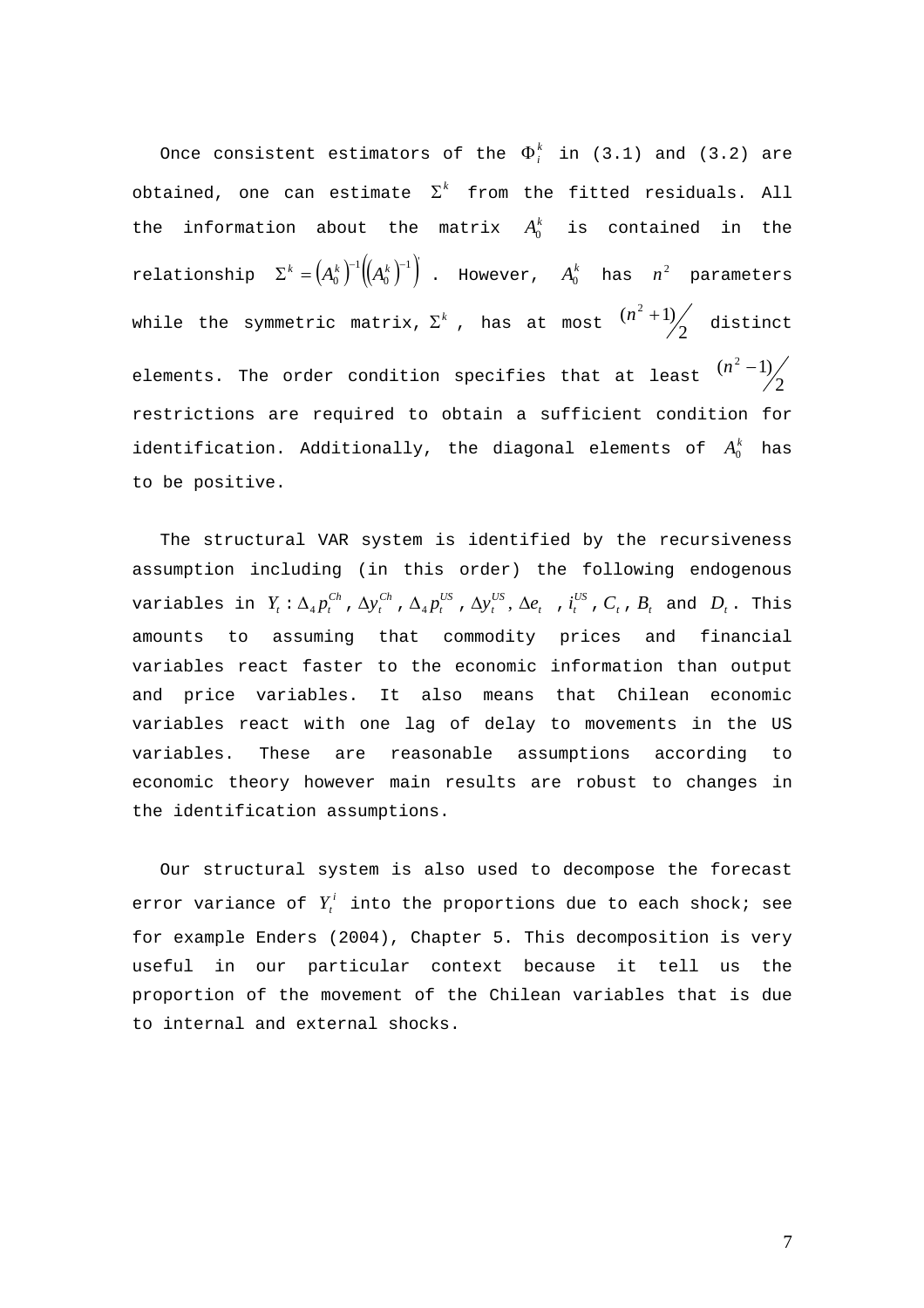Once consistent estimators of the $\Phi_i^k$ in (3.1) and (3.2) are obtained, one can estimate $\Sigma^k$ from the fitted residuals. All the information about the matrix $A_0^k$ is contained in the relationship $\Sigma^k = \left(A_0^k\right)^{-1}\left(\left(A_0^k\right)^{-1}\right)'$. However, $A_0^k$ has $n^2$ parameters while the symmetric matrix, $\Sigma^k$, has at most $(n^2+1)/2$ distinct elements. The order condition specifies that at least $(n^2-1)/2$ restrictions are required to obtain a sufficient condition for identification. Additionally, the diagonal elements of $A_0^k$ has to be positive.

The structural VAR system is identified by the recursiveness assumption including (in this order) the following endogenous variables in $Y_t : \Delta_4 p_t^{Ch}$, $\Delta y_t^{Ch}$, $\Delta_4 p_t^{US}$, $\Delta y_t^{US}$, $\Delta e_t$ , $i_t^{US}$, $C_t$, $B_t$ and $D_t$. This amounts to assuming that commodity prices and financial variables react faster to the economic information than output and price variables. It also means that Chilean economic variables react with one lag of delay to movements in the US variables. These are reasonable assumptions according to economic theory however main results are robust to changes in the identification assumptions.

Our structural system is also used to decompose the forecast error variance of $Y_t^i$ into the proportions due to each shock; see for example Enders (2004), Chapter 5. This decomposition is very useful in our particular context because it tell us the proportion of the movement of the Chilean variables that is due to internal and external shocks.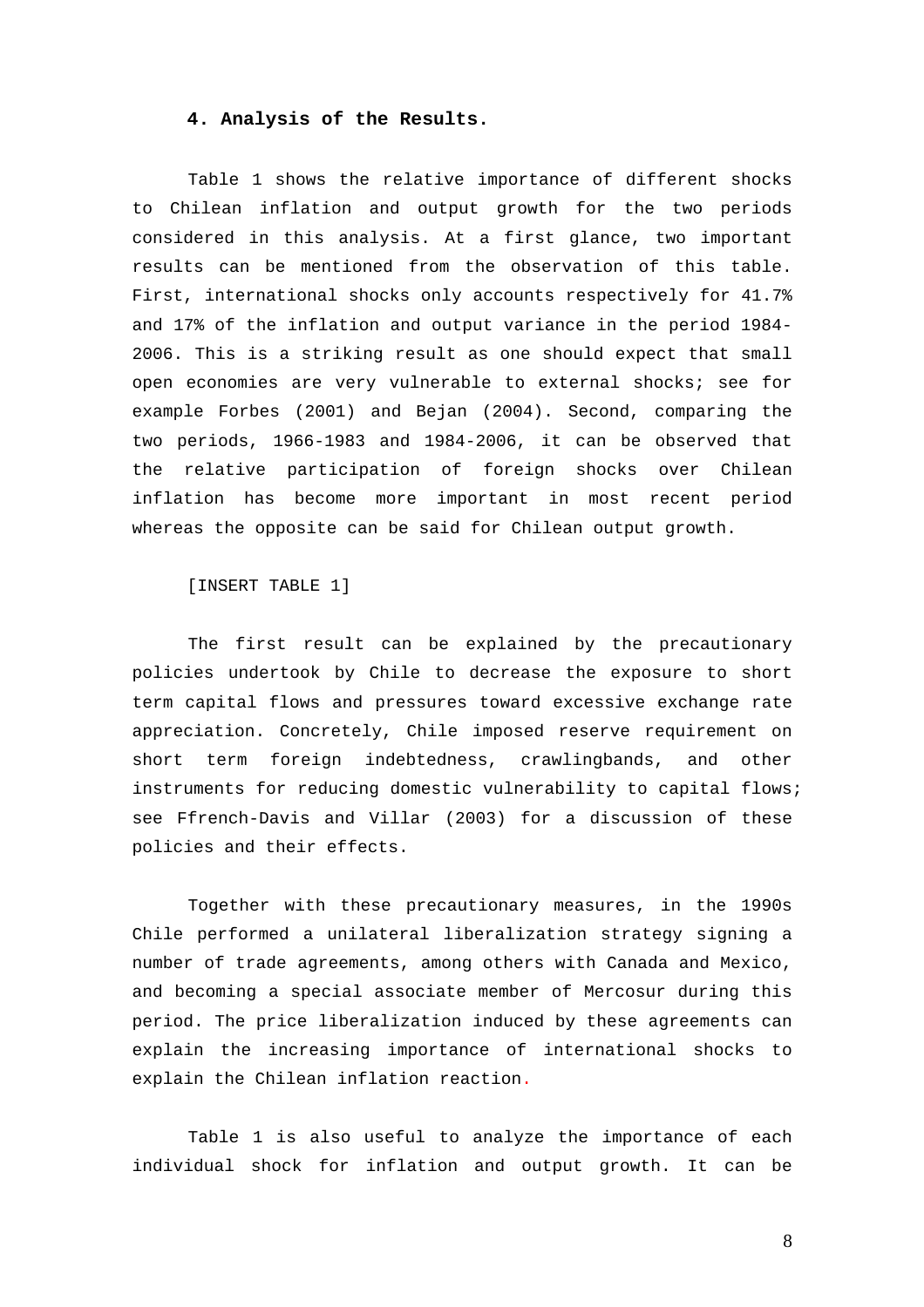## 4. Analysis of the Results.

Table 1 shows the relative importance of different shocks to Chilean inflation and output growth for the two periods considered in this analysis. At a first glance, two important results can be mentioned from the observation of this table. First, international shocks only accounts respectively for 41.7% and 17% of the inflation and output variance in the period 1984-2006. This is a striking result as one should expect that small open economies are very vulnerable to external shocks; see for example Forbes (2001) and Bejan (2004). Second, comparing the two periods, 1966-1983 and 1984-2006, it can be observed that the relative participation of foreign shocks over Chilean inflation has become more important in most recent period whereas the opposite can be said for Chilean output growth.

[INSERT TABLE 1]

The first result can be explained by the precautionary policies undertook by Chile to decrease the exposure to short term capital flows and pressures toward excessive exchange rate appreciation. Concretely, Chile imposed reserve requirement on short term foreign indebtedness, crawlingbands, and other instruments for reducing domestic vulnerability to capital flows; see Ffrench-Davis and Villar (2003) for a discussion of these policies and their effects.

Together with these precautionary measures, in the 1990s Chile performed a unilateral liberalization strategy signing a number of trade agreements, among others with Canada and Mexico, and becoming a special associate member of Mercosur during this period. The price liberalization induced by these agreements can explain the increasing importance of international shocks to explain the Chilean inflation reaction.

Table 1 is also useful to analyze the importance of each individual shock for inflation and output growth. It can be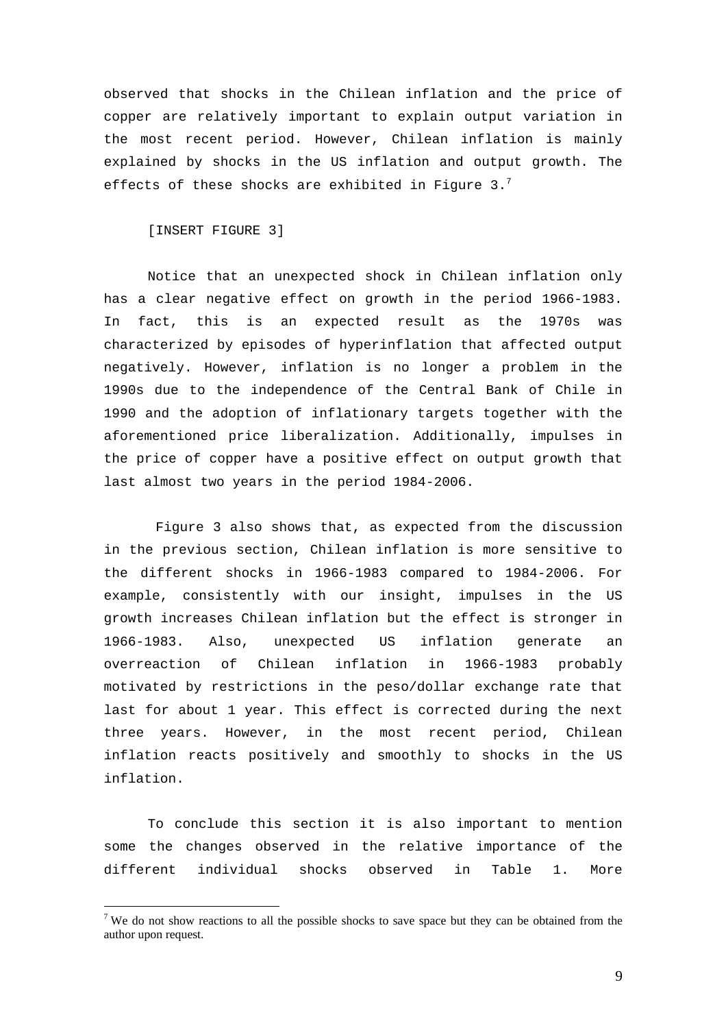observed that shocks in the Chilean inflation and the price of copper are relatively important to explain output variation in the most recent period. However, Chilean inflation is mainly explained by shocks in the US inflation and output growth. The effects of these shocks are exhibited in Figure 3.[7]

[INSERT FIGURE 3]

Notice that an unexpected shock in Chilean inflation only has a clear negative effect on growth in the period 1966-1983. In fact, this is an expected result as the 1970s was characterized by episodes of hyperinflation that affected output negatively. However, inflation is no longer a problem in the 1990s due to the independence of the Central Bank of Chile in 1990 and the adoption of inflationary targets together with the aforementioned price liberalization. Additionally, impulses in the price of copper have a positive effect on output growth that last almost two years in the period 1984-2006.

Figure 3 also shows that, as expected from the discussion in the previous section, Chilean inflation is more sensitive to the different shocks in 1966-1983 compared to 1984-2006. For example, consistently with our insight, impulses in the US growth increases Chilean inflation but the effect is stronger in 1966-1983. Also, unexpected US inflation generate an overreaction of Chilean inflation in 1966-1983 probably motivated by restrictions in the peso/dollar exchange rate that last for about 1 year. This effect is corrected during the next three years. However, in the most recent period, Chilean inflation reacts positively and smoothly to shocks in the US inflation.

To conclude this section it is also important to mention some the changes observed in the relative importance of the different individual shocks observed in Table 1. More

[7] We do not show reactions to all the possible shocks to save space but they can be obtained from the author upon request.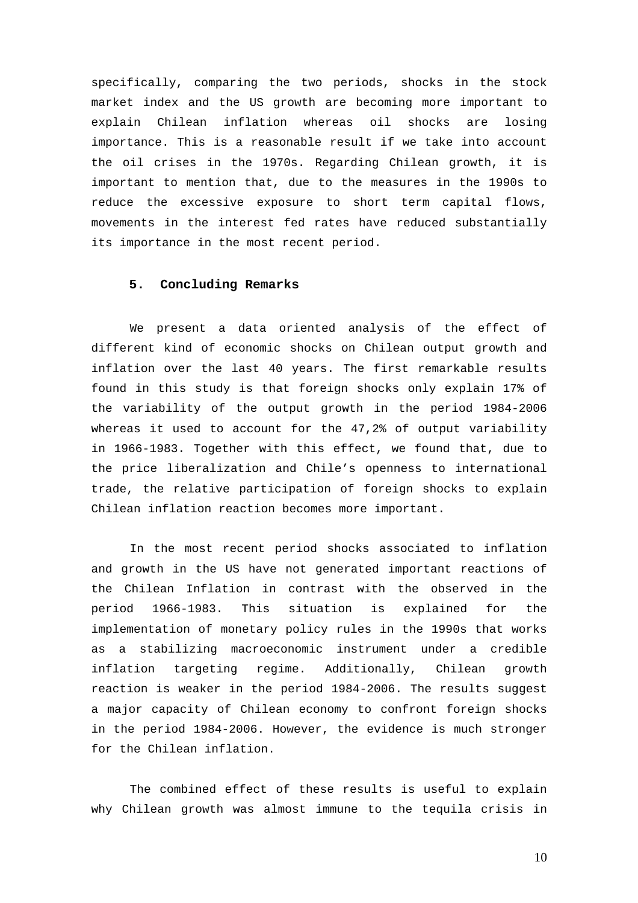specifically, comparing the two periods, shocks in the stock market index and the US growth are becoming more important to explain Chilean inflation whereas oil shocks are losing importance. This is a reasonable result if we take into account the oil crises in the 1970s. Regarding Chilean growth, it is important to mention that, due to the measures in the 1990s to reduce the excessive exposure to short term capital flows, movements in the interest fed rates have reduced substantially its importance in the most recent period.

## 5. Concluding Remarks

We present a data oriented analysis of the effect of different kind of economic shocks on Chilean output growth and inflation over the last 40 years. The first remarkable results found in this study is that foreign shocks only explain 17% of the variability of the output growth in the period 1984-2006 whereas it used to account for the 47,2% of output variability in 1966-1983. Together with this effect, we found that, due to the price liberalization and Chile's openness to international trade, the relative participation of foreign shocks to explain Chilean inflation reaction becomes more important.

In the most recent period shocks associated to inflation and growth in the US have not generated important reactions of the Chilean Inflation in contrast with the observed in the period 1966-1983. This situation is explained for the implementation of monetary policy rules in the 1990s that works as a stabilizing macroeconomic instrument under a credible inflation targeting regime. Additionally, Chilean growth reaction is weaker in the period 1984-2006. The results suggest a major capacity of Chilean economy to confront foreign shocks in the period 1984-2006. However, the evidence is much stronger for the Chilean inflation.

The combined effect of these results is useful to explain why Chilean growth was almost immune to the tequila crisis in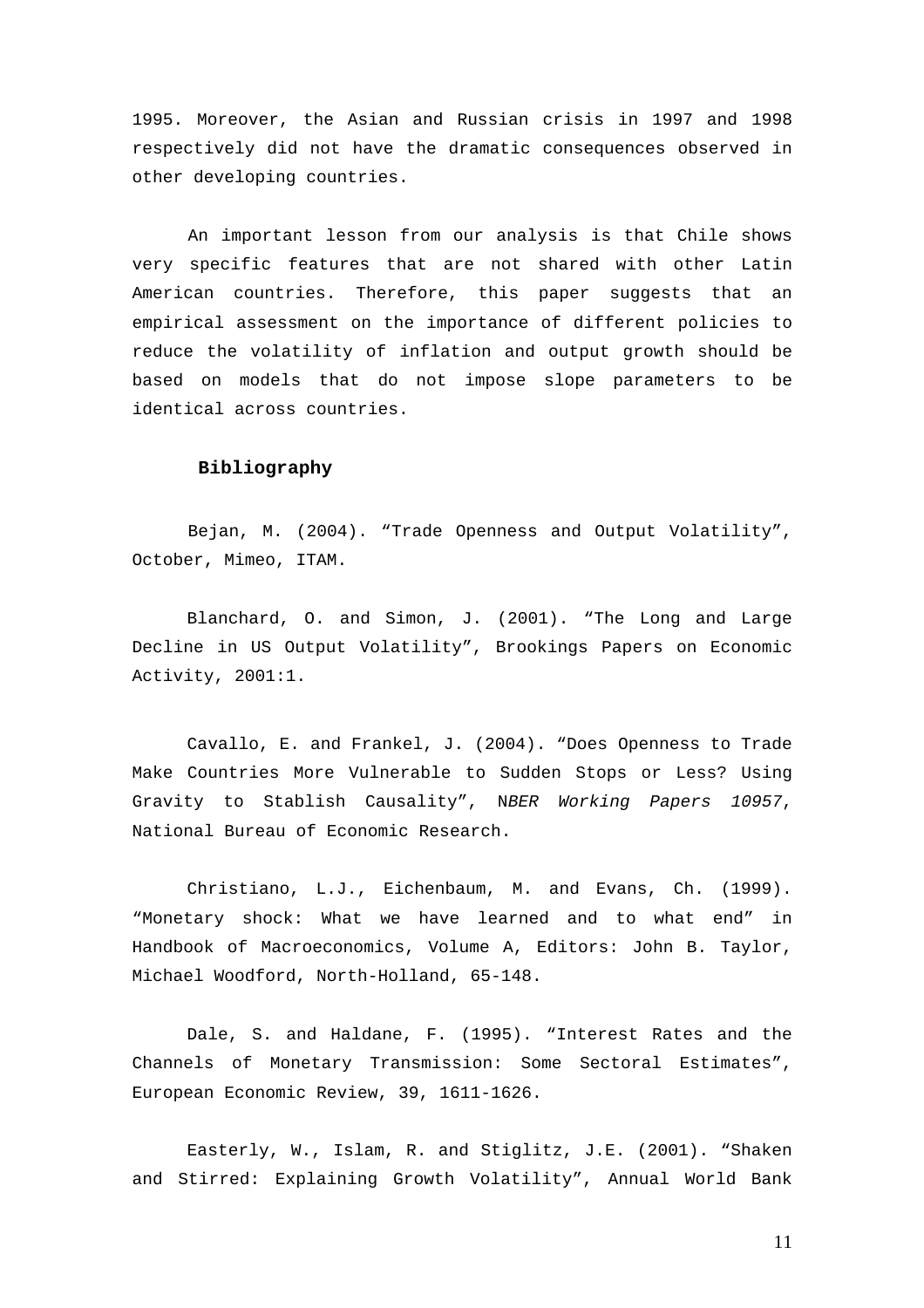1995. Moreover, the Asian and Russian crisis in 1997 and 1998 respectively did not have the dramatic consequences observed in other developing countries.

An important lesson from our analysis is that Chile shows very specific features that are not shared with other Latin American countries. Therefore, this paper suggests that an empirical assessment on the importance of different policies to reduce the volatility of inflation and output growth should be based on models that do not impose slope parameters to be identical across countries.

## Bibliography

Bejan, M. (2004). "Trade Openness and Output Volatility", October, Mimeo, ITAM.

Blanchard, O. and Simon, J. (2001). "The Long and Large Decline in US Output Volatility", Brookings Papers on Economic Activity, 2001:1.

Cavallo, E. and Frankel, J. (2004). "Does Openness to Trade Make Countries More Vulnerable to Sudden Stops or Less? Using Gravity to Stablish Causality", N*BER Working Papers 10957*, National Bureau of Economic Research.

Christiano, L.J., Eichenbaum, M. and Evans, Ch. (1999). "Monetary shock: What we have learned and to what end" in Handbook of Macroeconomics, Volume A, Editors: John B. Taylor, Michael Woodford, North-Holland, 65-148.

Dale, S. and Haldane, F. (1995). "Interest Rates and the Channels of Monetary Transmission: Some Sectoral Estimates", European Economic Review, 39, 1611-1626.

Easterly, W., Islam, R. and Stiglitz, J.E. (2001). "Shaken and Stirred: Explaining Growth Volatility", Annual World Bank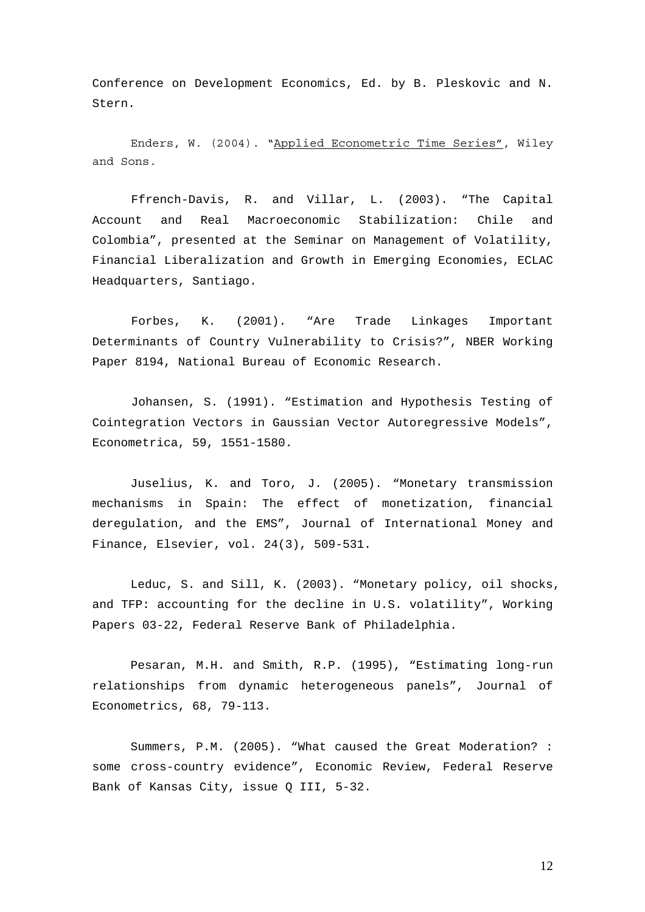Conference on Development Economics, Ed. by B. Pleskovic and N. Stern.

Enders, W. (2004). "Applied Econometric Time Series", Wiley and Sons.

Ffrench-Davis, R. and Villar, L. (2003). "The Capital Account and Real Macroeconomic Stabilization: Chile and Colombia", presented at the Seminar on Management of Volatility, Financial Liberalization and Growth in Emerging Economies, ECLAC Headquarters, Santiago.

Forbes, K. (2001). "Are Trade Linkages Important Determinants of Country Vulnerability to Crisis?", NBER Working Paper 8194, National Bureau of Economic Research.

Johansen, S. (1991). "Estimation and Hypothesis Testing of Cointegration Vectors in Gaussian Vector Autoregressive Models", Econometrica, 59, 1551-1580.

Juselius, K. and Toro, J. (2005). "Monetary transmission mechanisms in Spain: The effect of monetization, financial deregulation, and the EMS", Journal of International Money and Finance, Elsevier, vol. 24(3), 509-531.

Leduc, S. and Sill, K. (2003). "Monetary policy, oil shocks, and TFP: accounting for the decline in U.S. volatility", Working Papers 03-22, Federal Reserve Bank of Philadelphia.

Pesaran, M.H. and Smith, R.P. (1995), "Estimating long-run relationships from dynamic heterogeneous panels", Journal of Econometrics, 68, 79-113.

Summers, P.M. (2005). "What caused the Great Moderation? : some cross-country evidence", Economic Review, Federal Reserve Bank of Kansas City, issue Q III, 5-32.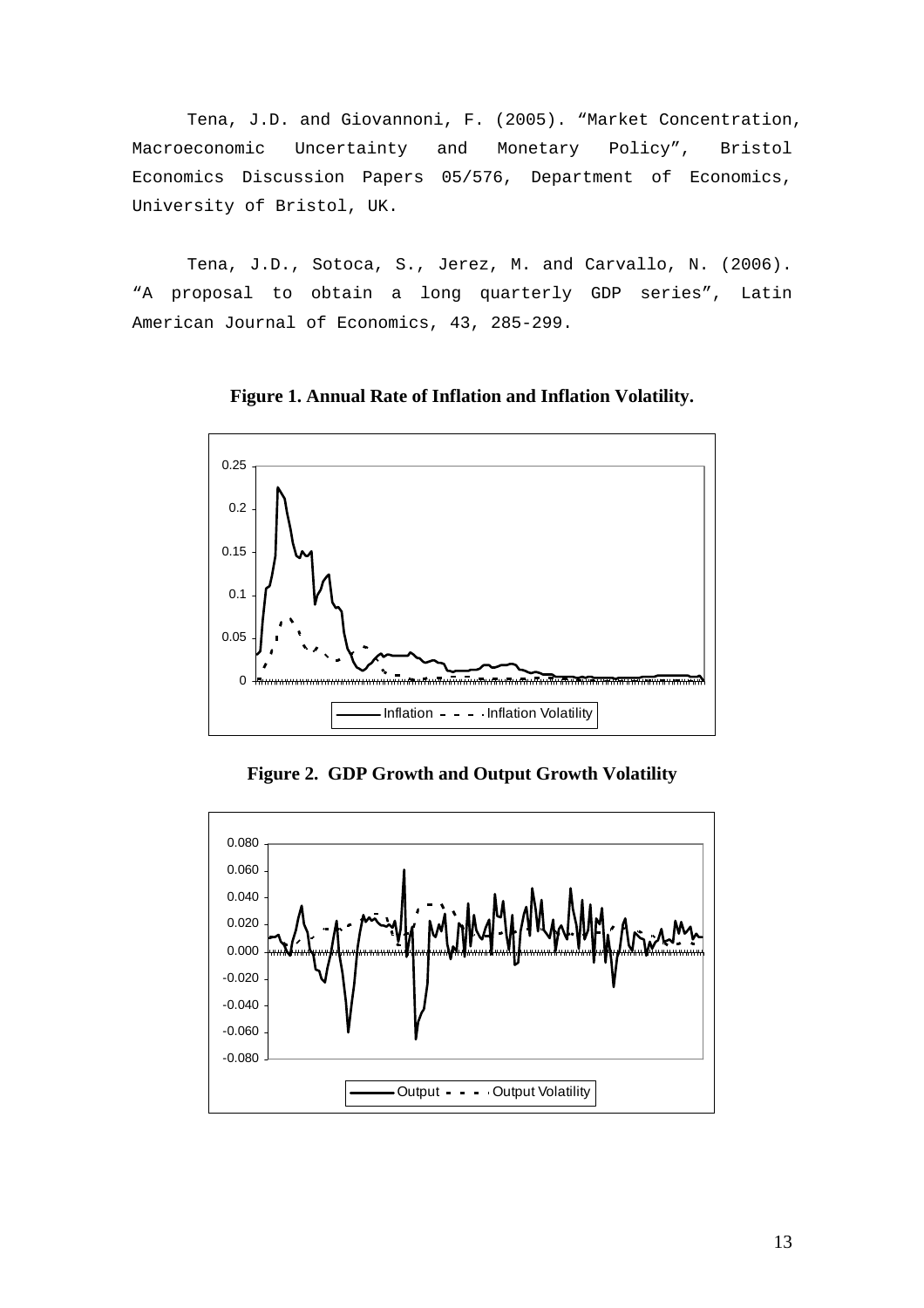Tena, J.D. and Giovannoni, F. (2005). "Market Concentration, Macroeconomic Uncertainty and Monetary Policy", Bristol Economics Discussion Papers 05/576, Department of Economics, University of Bristol, UK.

Tena, J.D., Sotoca, S., Jerez, M. and Carvallo, N. (2006). "A proposal to obtain a long quarterly GDP series", Latin American Journal of Economics, 43, 285-299.

**Figure 1. Annual Rate of Inflation and Inflation Volatility.**

**Figure 2. GDP Growth and Output Growth Volatility**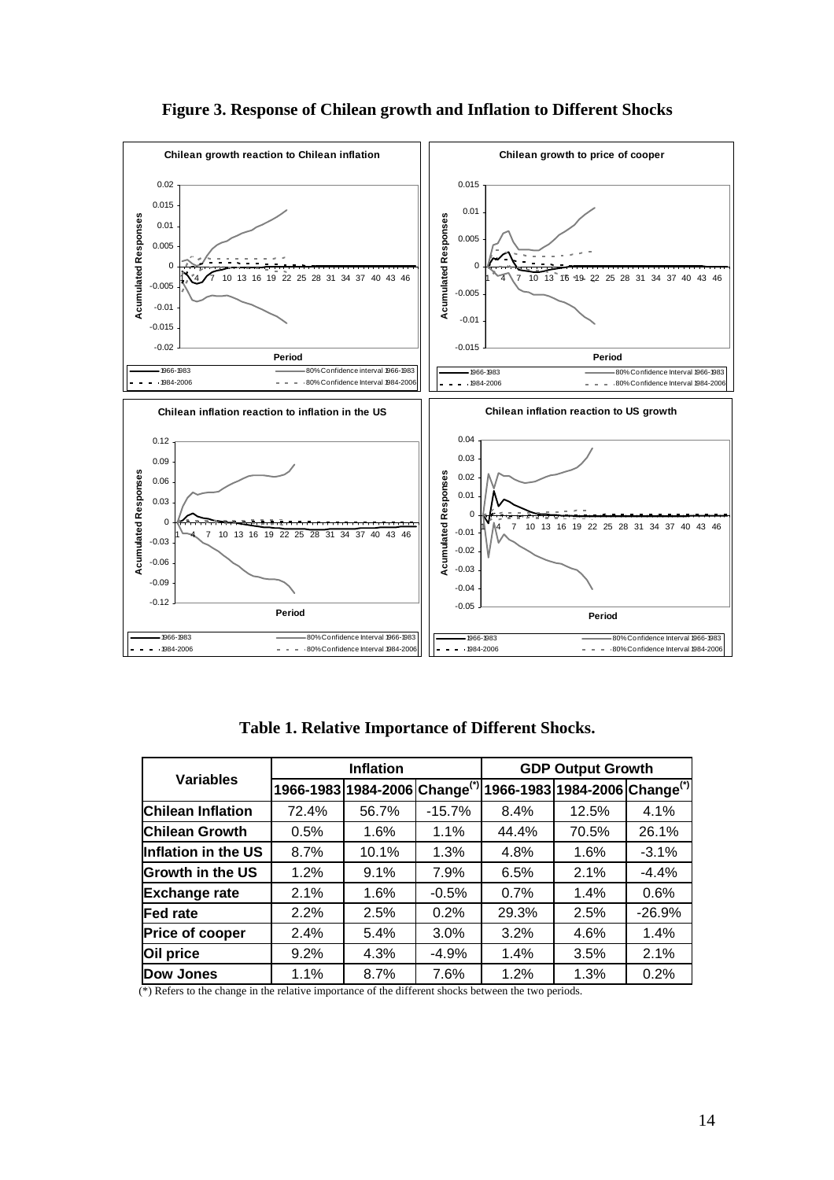**Figure 3. Response of Chilean growth and Inflation to Different Shocks**

Chilean growth reaction to Chilean inflation

Acumulated Responses

0.02
0.015
0.01
0.005
0
-0.005
-0.01
-0.015
-0.02

1 4 7 10 13 16 19 22 25 28 31 34 37 40 43 46

Period

1966-1983 — 80% Confidence interval 1966-1983
1984-2006 — 80% Confidence Interval 1984-2006

Chilean growth to price of cooper

Acumulated Responses

0.015
0.01
0.005
0
-0.005
-0.01
-0.015

1 4 7 10 13 16 19 22 25 28 31 34 37 40 43 46

Period

1966-1983 — 80% Confidence Interval 1966-1983
1984-2006 — 80% Confidence Interval 1984-2006

Chilean inflation reaction to inflation in the US

Acumulated Responses

0.12
0.09
0.06
0.03
0
-0.03
-0.06
-0.09
-0.12

1 4 7 10 13 16 19 22 25 28 31 34 37 40 43 46

Period

1966-1983 — 80% Confidence Interval 1966-1983
1984-2006 — 80% Confidence Interval 1984-2006

Chilean inflation reaction to US growth

Acumulated Responses

0.04
0.03
0.02
0.01
0
-0.01
-0.02
-0.03
-0.04
-0.05

1 4 7 10 13 16 19 22 25 28 31 34 37 40 43 46

Period

1966-1983 — 80% Confidence Interval 1966-1983
1984-2006 — 80% Confidence Interval 1984-2006

**Table 1. Relative Importance of Different Shocks.**

| Variables | Inflation | | | GDP Output Growth | | |
|---|---|---|---|---|---|---|
| | 1966-1983 | 1984-2006 | Change(*) | 1966-1983 | 1984-2006 | Change(*) |
| **Chilean Inflation** | 72.4% | 56.7% | -15.7% | 8.4% | 12.5% | 4.1% |
| **Chilean Growth** | 0.5% | 1.6% | 1.1% | 44.4% | 70.5% | 26.1% |
| **Inflation in the US** | 8.7% | 10.1% | 1.3% | 4.8% | 1.6% | -3.1% |
| **Growth in the US** | 1.2% | 9.1% | 7.9% | 6.5% | 2.1% | -4.4% |
| **Exchange rate** | 2.1% | 1.6% | -0.5% | 0.7% | 1.4% | 0.6% |
| **Fed rate** | 2.2% | 2.5% | 0.2% | 29.3% | 2.5% | -26.9% |
| **Price of cooper** | 2.4% | 5.4% | 3.0% | 3.2% | 4.6% | 1.4% |
| **Oil price** | 9.2% | 4.3% | -4.9% | 1.4% | 3.5% | 2.1% |
| **Dow Jones** | 1.1% | 8.7% | 7.6% | 1.2% | 1.3% | 0.2% |

(*) Refers to the change in the relative importance of the different shocks between the two periods.